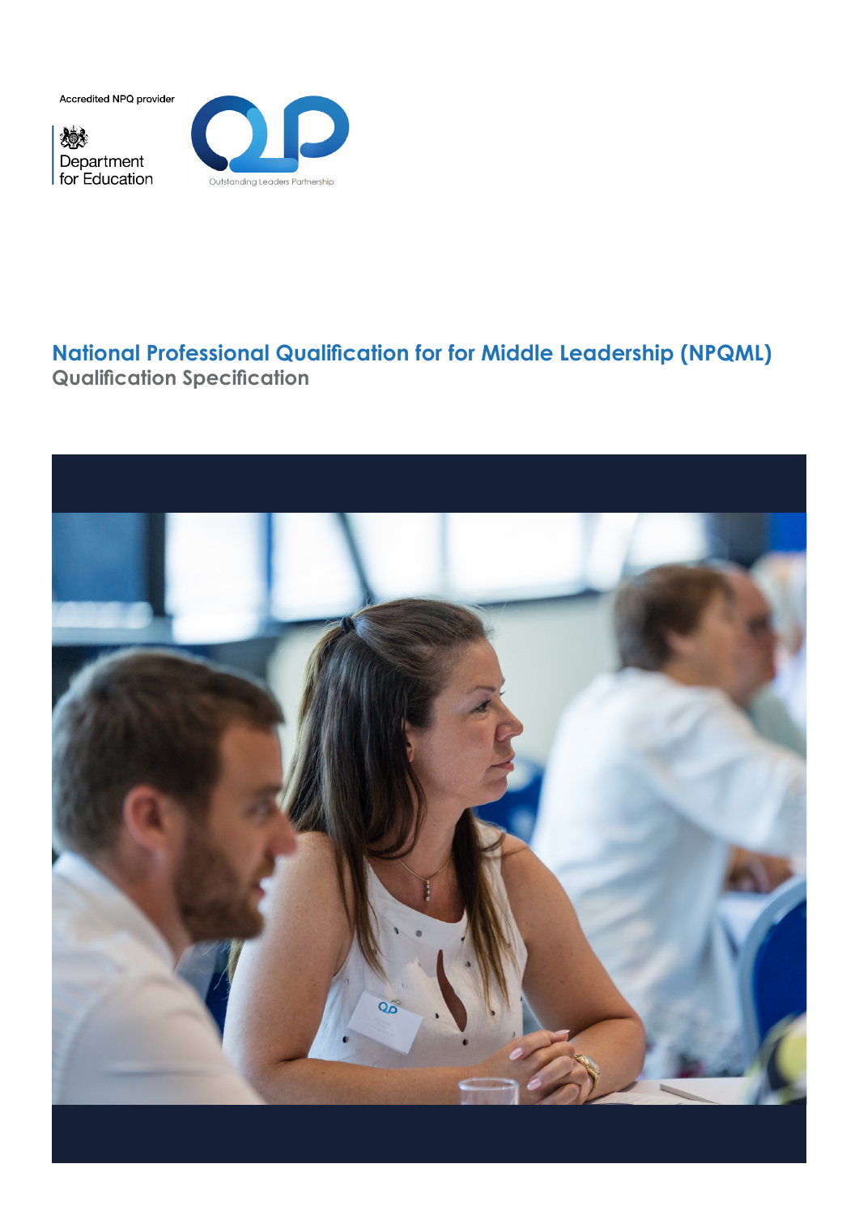Accredited NPQ provider

Department for Education

Outstanding Leaders Partnership

# National Professional Qualification for for Middle Leadership (NPQML)

## Qualification Specification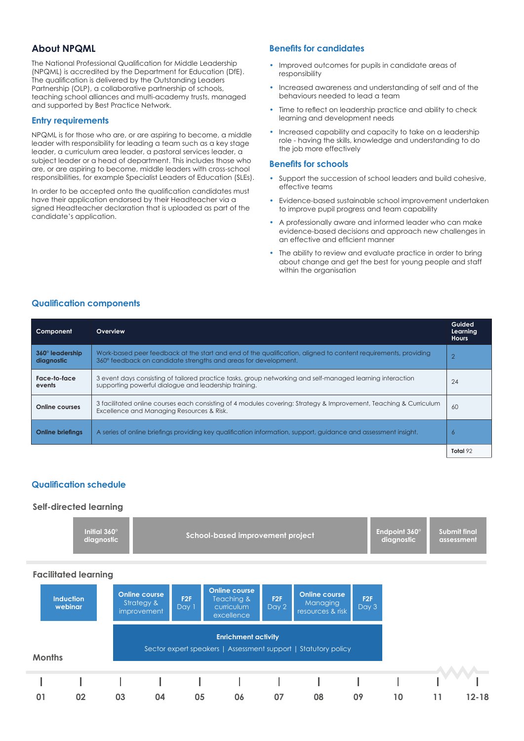## About NPQML

The National Professional Qualification for Middle Leadership (NPQML) is accredited by the Department for Education (DfE). The qualification is delivered by the Outstanding Leaders Partnership (OLP), a collaborative partnership of schools, teaching school alliances and multi-academy trusts, managed and supported by Best Practice Network.

### Entry requirements

NPQML is for those who are, or are aspiring to become, a middle leader with responsibility for leading a team such as a key stage leader, a curriculum area leader, a pastoral services leader, a subject leader or a head of department. This includes those who are, or are aspiring to become, middle leaders with cross-school responsibilities, for example Specialist Leaders of Education (SLEs).

In order to be accepted onto the qualification candidates must have their application endorsed by their Headteacher via a signed Headteacher declaration that is uploaded as part of the candidate's application.

### Benefits for candidates

- Improved outcomes for pupils in candidate areas of responsibility
- Increased awareness and understanding of self and of the behaviours needed to lead a team
- Time to reflect on leadership practice and ability to check learning and development needs
- Increased capability and capacity to take on a leadership role - having the skills, knowledge and understanding to do the job more effectively

### Benefits for schools

- Support the succession of school leaders and build cohesive, effective teams
- Evidence-based sustainable school improvement undertaken to improve pupil progress and team capability
- A professionally aware and informed leader who can make evidence-based decisions and approach new challenges in an effective and efficient manner
- The ability to review and evaluate practice in order to bring about change and get the best for young people and staff within the organisation

### Qualification components

| Component | Overview | Guided Learning Hours |
|---|---|---|
| 360° leadership diagnostic | Work-based peer feedback at the start and end of the qualification, aligned to content requirements, providing 360° feedback on candidate strengths and areas for development. | 2 |
| Face-to-face events | 3 event days consisting of tailored practice tasks, group networking and self-managed learning interaction supporting powerful dialogue and leadership training. | 24 |
| Online courses | 3 facilitated online courses each consisting of 4 modules covering: Strategy & Improvement, Teaching & Curriculum Excellence and Managing Resources & Risk. | 60 |
| Online briefings | A series of online briefings providing key qualification information, support, guidance and assessment insight. | 6 |
| | | **Total** 92 |

### Qualification schedule

**Self-directed learning**

Initial 360° diagnostic | School-based improvement project | Endpoint 360° diagnostic | Submit final assessment

**Facilitated learning**

Induction webinar | Online course Strategy & improvement | F2F Day 1 | Online course Teaching & curriculum excellence | F2F Day 2 | Online course Managing resources & risk | F2F Day 3

**Enrichment activity**

Sector expert speakers | Assessment support | Statutory policy

**Months**

01 | 02 | 03 | 04 | 05 | 06 | 07 | 08 | 09 | 10 | 11 | 12-18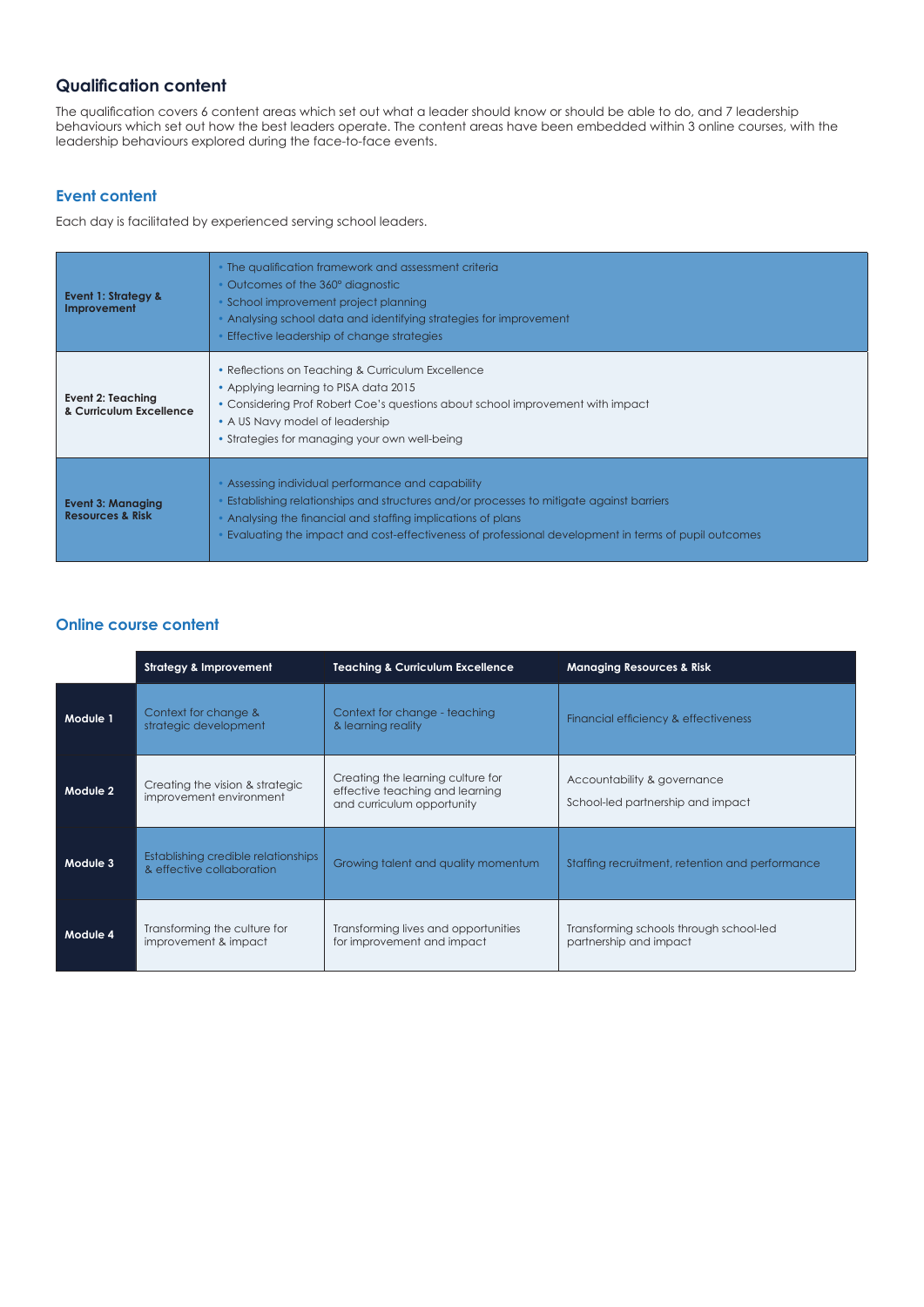## Qualification content

The qualification covers 6 content areas which set out what a leader should know or should be able to do, and 7 leadership behaviours which set out how the best leaders operate. The content areas have been embedded within 3 online courses, with the leadership behaviours explored during the face-to-face events.

### Event content

Each day is facilitated by experienced serving school leaders.

| | |
|---|---|
| **Event 1: Strategy & Improvement** | • The qualification framework and assessment criteria<br>• Outcomes of the 360° diagnostic<br>• School improvement project planning<br>• Analysing school data and identifying strategies for improvement<br>• Effective leadership of change strategies |
| **Event 2: Teaching & Curriculum Excellence** | • Reflections on Teaching & Curriculum Excellence<br>• Applying learning to PISA data 2015<br>• Considering Prof Robert Coe's questions about school improvement with impact<br>• A US Navy model of leadership<br>• Strategies for managing your own well-being |
| **Event 3: Managing Resources & Risk** | • Assessing individual performance and capability<br>• Establishing relationships and structures and/or processes to mitigate against barriers<br>• Analysing the financial and staffing implications of plans<br>• Evaluating the impact and cost-effectiveness of professional development in terms of pupil outcomes |

### Online course content

| | Strategy & Improvement | Teaching & Curriculum Excellence | Managing Resources & Risk |
|---|---|---|---|
| **Module 1** | Context for change & strategic development | Context for change - teaching & learning reality | Financial efficiency & effectiveness |
| **Module 2** | Creating the vision & strategic improvement environment | Creating the learning culture for effective teaching and learning and curriculum opportunity | Accountability & governance<br>School-led partnership and impact |
| **Module 3** | Establishing credible relationships & effective collaboration | Growing talent and quality momentum | Staffing recruitment, retention and performance |
| **Module 4** | Transforming the culture for improvement & impact | Transforming lives and opportunities for improvement and impact | Transforming schools through school-led partnership and impact |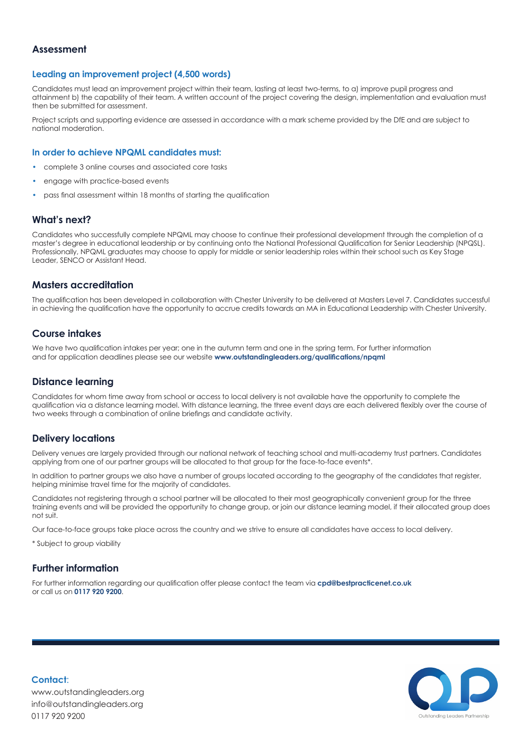## Assessment

### Leading an improvement project (4,500 words)

Candidates must lead an improvement project within their team, lasting at least two-terms, to a) improve pupil progress and attainment b) the capability of their team. A written account of the project covering the design, implementation and evaluation must then be submitted for assessment.

Project scripts and supporting evidence are assessed in accordance with a mark scheme provided by the DfE and are subject to national moderation.

### In order to achieve NPQML candidates must:

- complete 3 online courses and associated core tasks
- engage with practice-based events
- pass final assessment within 18 months of starting the qualification

## What's next?

Candidates who successfully complete NPQML may choose to continue their professional development through the completion of a master's degree in educational leadership or by continuing onto the National Professional Qualification for Senior Leadership (NPQSL). Professionally, NPQML graduates may choose to apply for middle or senior leadership roles within their school such as Key Stage Leader, SENCO or Assistant Head.

## Masters accreditation

The qualification has been developed in collaboration with Chester University to be delivered at Masters Level 7. Candidates successful in achieving the qualification have the opportunity to accrue credits towards an MA in Educational Leadership with Chester University.

## Course intakes

We have two qualification intakes per year; one in the autumn term and one in the spring term. For further information and for application deadlines please see our website **www.outstandingleaders.org/qualifications/npqml**

## Distance learning

Candidates for whom time away from school or access to local delivery is not available have the opportunity to complete the qualification via a distance learning model. With distance learning, the three event days are each delivered flexibly over the course of two weeks through a combination of online briefings and candidate activity.

## Delivery locations

Delivery venues are largely provided through our national network of teaching school and multi-academy trust partners. Candidates applying from one of our partner groups will be allocated to that group for the face-to-face events*.

In addition to partner groups we also have a number of groups located according to the geography of the candidates that register, helping minimise travel time for the majority of candidates.

Candidates not registering through a school partner will be allocated to their most geographically convenient group for the three training events and will be provided the opportunity to change group, or join our distance learning model, if their allocated group does not suit.

Our face-to-face groups take place across the country and we strive to ensure all candidates have access to local delivery.

* Subject to group viability

## Further information

For further information regarding our qualification offer please contact the team via **cpd@bestpracticenet.co.uk** or call us on **0117 920 9200**.

**Contact**:
www.outstandingleaders.org
info@outstandingleaders.org
0117 920 9200

Outstanding Leaders Partnership